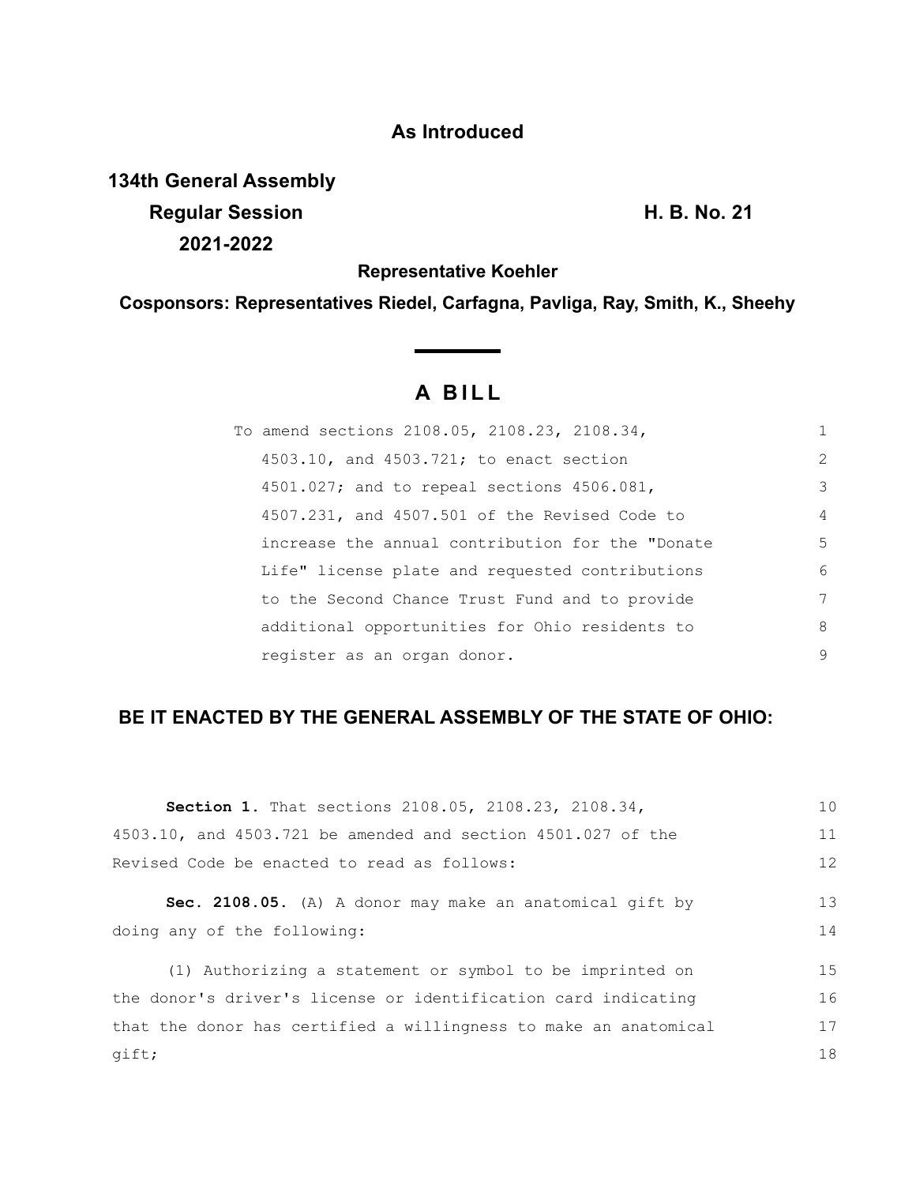**As Introduced**

**134th General Assembly**
**Regular Session** **H. B. No. 21**
**2021-2022**

**Representative Koehler**

**Cosponsors: Representatives Riedel, Carfagna, Pavliga, Ray, Smith, K., Sheehy**

# A BILL

To amend sections 2108.05, 2108.23, 2108.34, 4503.10, and 4503.721; to enact section 4501.027; and to repeal sections 4506.081, 4507.231, and 4507.501 of the Revised Code to increase the annual contribution for the "Donate Life" license plate and requested contributions to the Second Chance Trust Fund and to provide additional opportunities for Ohio residents to register as an organ donor.

**BE IT ENACTED BY THE GENERAL ASSEMBLY OF THE STATE OF OHIO:**

**Section 1.** That sections 2108.05, 2108.23, 2108.34, 4503.10, and 4503.721 be amended and section 4501.027 of the Revised Code be enacted to read as follows:

**Sec. 2108.05.** (A) A donor may make an anatomical gift by doing any of the following:

(1) Authorizing a statement or symbol to be imprinted on the donor's driver's license or identification card indicating that the donor has certified a willingness to make an anatomical gift;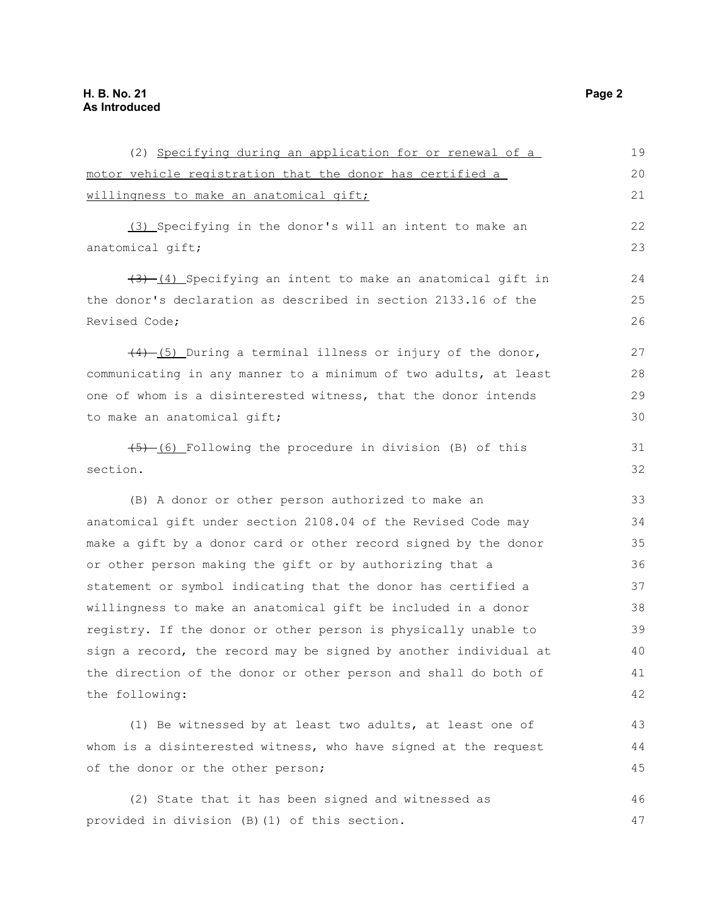(2) Specifying during an application for or renewal of a motor vehicle registration that the donor has certified a willingness to make an anatomical gift;

(3) Specifying in the donor's will an intent to make an anatomical gift;

~~(3)~~ (4) Specifying an intent to make an anatomical gift in the donor's declaration as described in section 2133.16 of the Revised Code;

~~(4)~~ (5) During a terminal illness or injury of the donor, communicating in any manner to a minimum of two adults, at least one of whom is a disinterested witness, that the donor intends to make an anatomical gift;

~~(5)~~ (6) Following the procedure in division (B) of this section.

(B) A donor or other person authorized to make an anatomical gift under section 2108.04 of the Revised Code may make a gift by a donor card or other record signed by the donor or other person making the gift or by authorizing that a statement or symbol indicating that the donor has certified a willingness to make an anatomical gift be included in a donor registry. If the donor or other person is physically unable to sign a record, the record may be signed by another individual at the direction of the donor or other person and shall do both of the following:

(1) Be witnessed by at least two adults, at least one of whom is a disinterested witness, who have signed at the request of the donor or the other person;

(2) State that it has been signed and witnessed as provided in division (B)(1) of this section.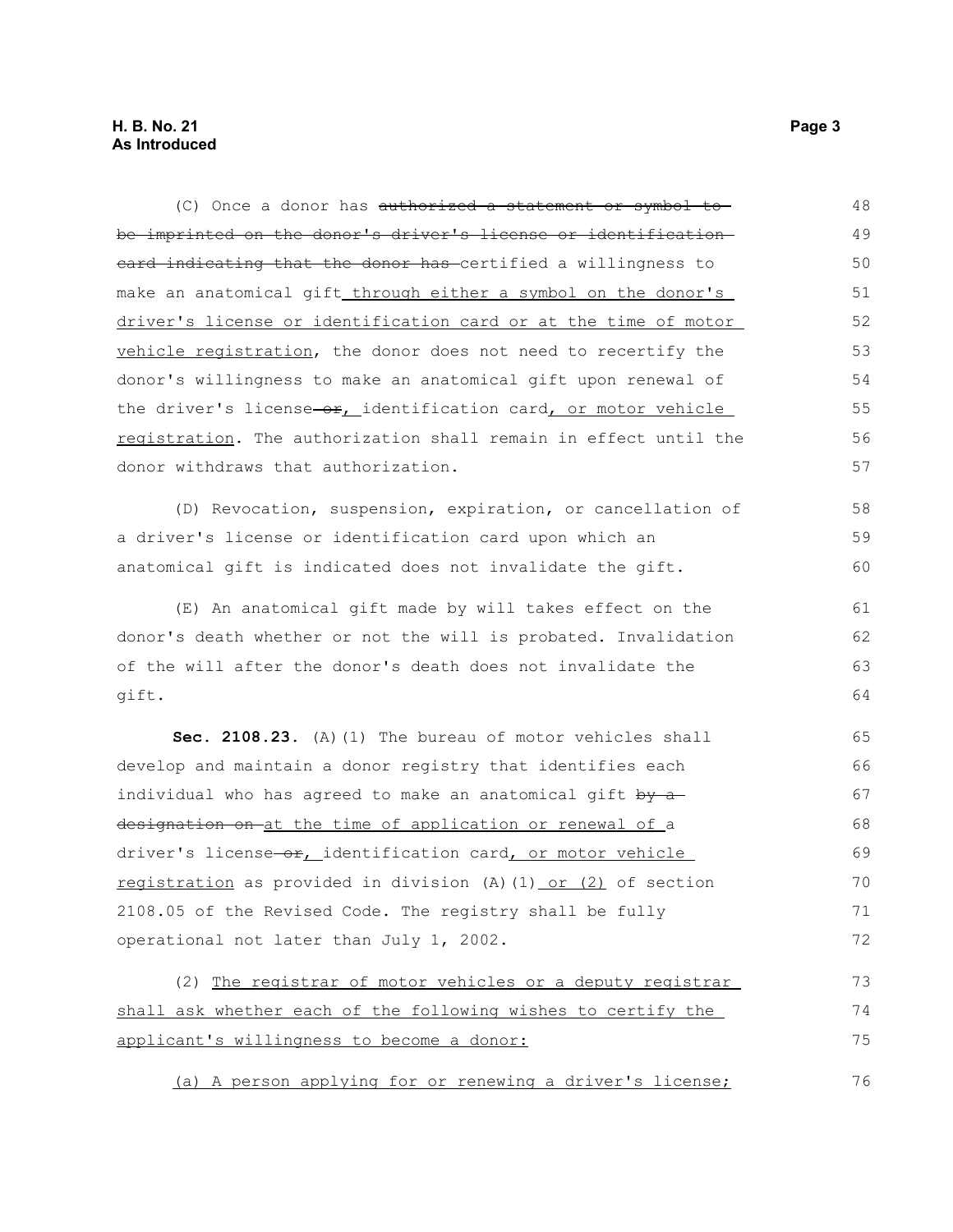(C) Once a donor has ~~authorized a statement or symbol to be imprinted on the donor's driver's license or identification card indicating that the donor has~~ certified a willingness to make an anatomical gift<u> through either a symbol on the donor's driver's license or identification card or at the time of motor vehicle registration</u>, the donor does not need to recertify the donor's willingness to make an anatomical gift upon renewal of the driver's license ~~or~~<u>,</u> identification card<u>, or motor vehicle registration</u>. The authorization shall remain in effect until the donor withdraws that authorization.

(D) Revocation, suspension, expiration, or cancellation of a driver's license or identification card upon which an anatomical gift is indicated does not invalidate the gift.

(E) An anatomical gift made by will takes effect on the donor's death whether or not the will is probated. Invalidation of the will after the donor's death does not invalidate the gift.

**Sec. 2108.23.** (A)(1) The bureau of motor vehicles shall develop and maintain a donor registry that identifies each individual who has agreed to make an anatomical gift ~~by a designation on~~ <u>at the time of application or renewal of </u>a driver's license ~~or~~<u>,</u> identification card<u>, or motor vehicle registration</u> as provided in division (A)(1)<u> or (2)</u> of section 2108.05 of the Revised Code. The registry shall be fully operational not later than July 1, 2002.

(2) <u>The registrar of motor vehicles or a deputy registrar shall ask whether each of the following wishes to certify the applicant's willingness to become a donor:</u>

<u>(a) A person applying for or renewing a driver's license;</u>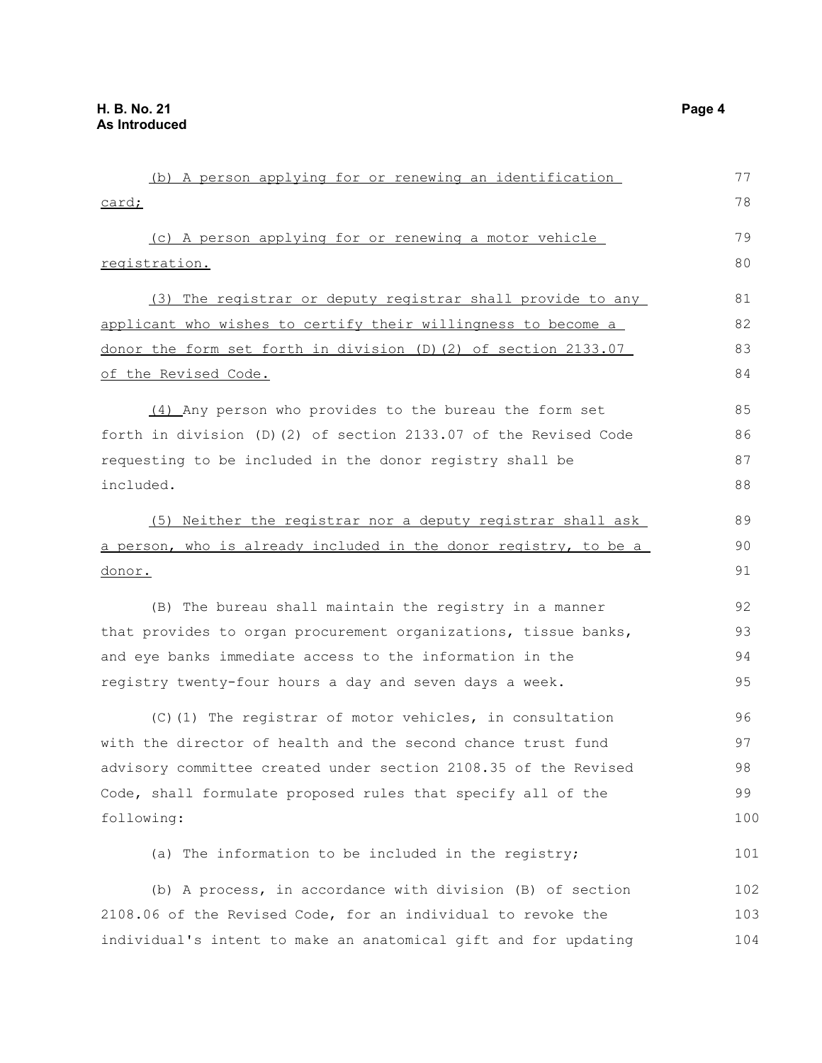(b) A person applying for or renewing an identification card;

(c) A person applying for or renewing a motor vehicle registration.

(3) The registrar or deputy registrar shall provide to any applicant who wishes to certify their willingness to become a donor the form set forth in division (D)(2) of section 2133.07 of the Revised Code.

(4) Any person who provides to the bureau the form set forth in division (D)(2) of section 2133.07 of the Revised Code requesting to be included in the donor registry shall be included.

(5) Neither the registrar nor a deputy registrar shall ask a person, who is already included in the donor registry, to be a donor.

(B) The bureau shall maintain the registry in a manner that provides to organ procurement organizations, tissue banks, and eye banks immediate access to the information in the registry twenty-four hours a day and seven days a week.

(C)(1) The registrar of motor vehicles, in consultation with the director of health and the second chance trust fund advisory committee created under section 2108.35 of the Revised Code, shall formulate proposed rules that specify all of the following:

(a) The information to be included in the registry;

(b) A process, in accordance with division (B) of section 2108.06 of the Revised Code, for an individual to revoke the individual's intent to make an anatomical gift and for updating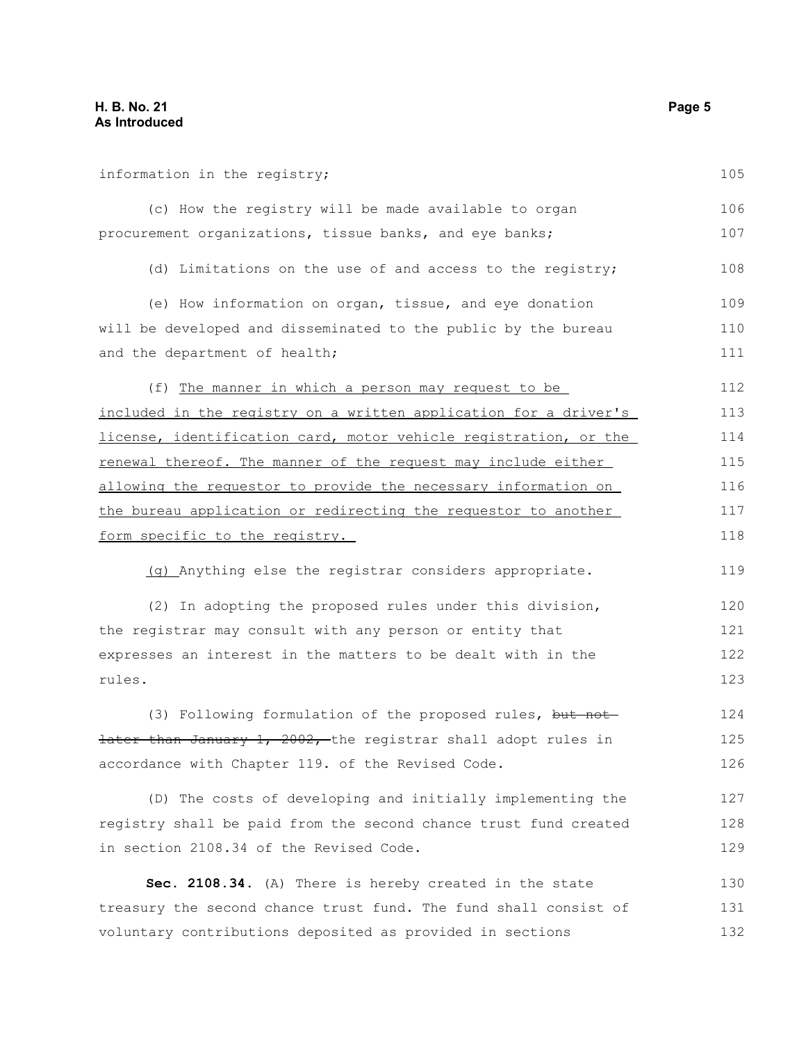information in the registry;

(c) How the registry will be made available to organ procurement organizations, tissue banks, and eye banks;

(d) Limitations on the use of and access to the registry;

(e) How information on organ, tissue, and eye donation will be developed and disseminated to the public by the bureau and the department of health;

(f) The manner in which a person may request to be included in the registry on a written application for a driver's license, identification card, motor vehicle registration, or the renewal thereof. The manner of the request may include either allowing the requestor to provide the necessary information on the bureau application or redirecting the requestor to another form specific to the registry.

(g) Anything else the registrar considers appropriate.

(2) In adopting the proposed rules under this division, the registrar may consult with any person or entity that expresses an interest in the matters to be dealt with in the rules.

(3) Following formulation of the proposed rules, ~~but not later than January 1, 2002,~~ the registrar shall adopt rules in accordance with Chapter 119. of the Revised Code.

(D) The costs of developing and initially implementing the registry shall be paid from the second chance trust fund created in section 2108.34 of the Revised Code.

**Sec. 2108.34.** (A) There is hereby created in the state treasury the second chance trust fund. The fund shall consist of voluntary contributions deposited as provided in sections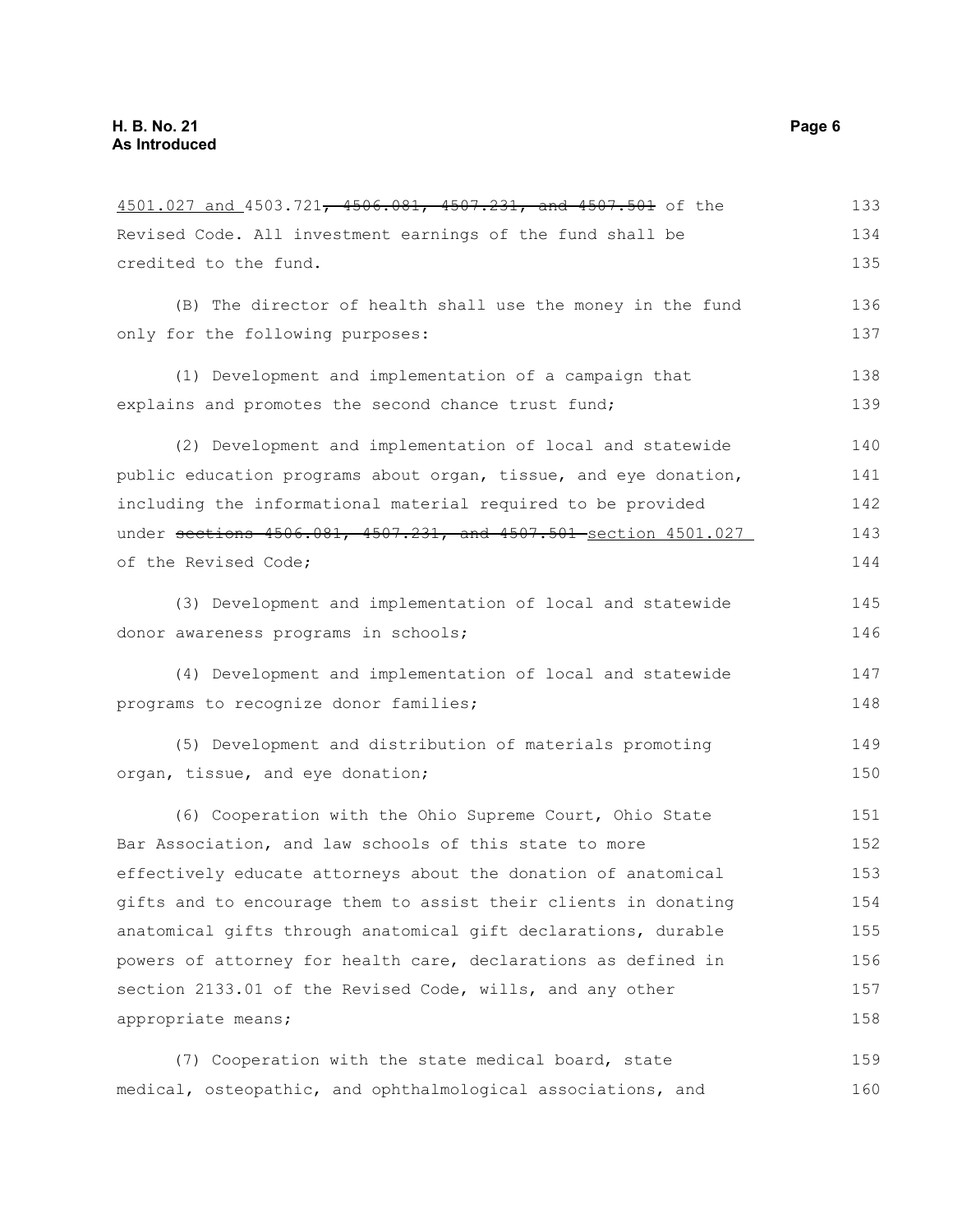4501.027 and 4503.721~~, 4506.081, 4507.231, and 4507.501~~ of the Revised Code. All investment earnings of the fund shall be credited to the fund.

(B) The director of health shall use the money in the fund only for the following purposes:

(1) Development and implementation of a campaign that explains and promotes the second chance trust fund;

(2) Development and implementation of local and statewide public education programs about organ, tissue, and eye donation, including the informational material required to be provided under ~~sections 4506.081, 4507.231, and 4507.501~~ section 4501.027 of the Revised Code;

(3) Development and implementation of local and statewide donor awareness programs in schools;

(4) Development and implementation of local and statewide programs to recognize donor families;

(5) Development and distribution of materials promoting organ, tissue, and eye donation;

(6) Cooperation with the Ohio Supreme Court, Ohio State Bar Association, and law schools of this state to more effectively educate attorneys about the donation of anatomical gifts and to encourage them to assist their clients in donating anatomical gifts through anatomical gift declarations, durable powers of attorney for health care, declarations as defined in section 2133.01 of the Revised Code, wills, and any other appropriate means;

(7) Cooperation with the state medical board, state medical, osteopathic, and ophthalmological associations, and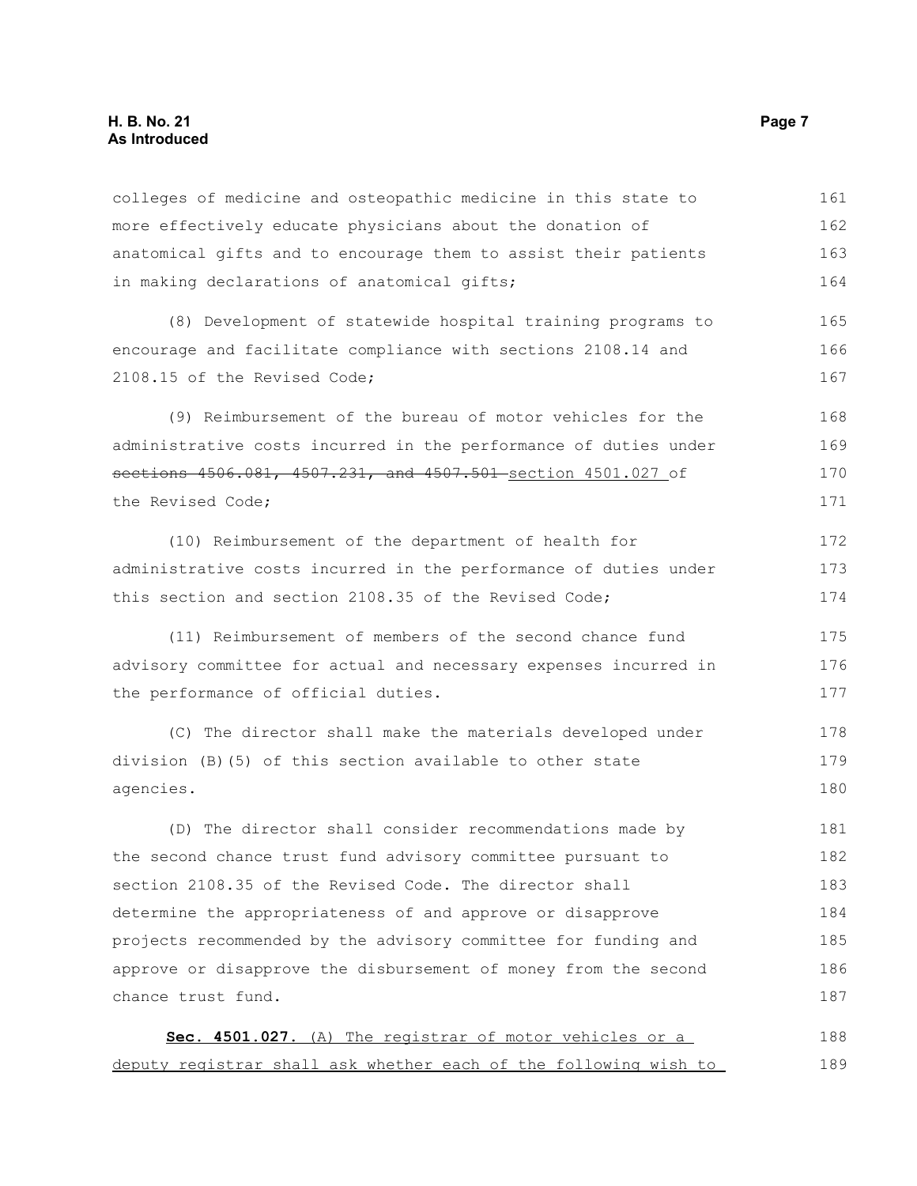colleges of medicine and osteopathic medicine in this state to more effectively educate physicians about the donation of anatomical gifts and to encourage them to assist their patients in making declarations of anatomical gifts;

(8) Development of statewide hospital training programs to encourage and facilitate compliance with sections 2108.14 and 2108.15 of the Revised Code;

(9) Reimbursement of the bureau of motor vehicles for the administrative costs incurred in the performance of duties under ~~sections 4506.081, 4507.231, and 4507.501~~ section 4501.027 of the Revised Code;

(10) Reimbursement of the department of health for administrative costs incurred in the performance of duties under this section and section 2108.35 of the Revised Code;

(11) Reimbursement of members of the second chance fund advisory committee for actual and necessary expenses incurred in the performance of official duties.

(C) The director shall make the materials developed under division (B)(5) of this section available to other state agencies.

(D) The director shall consider recommendations made by the second chance trust fund advisory committee pursuant to section 2108.35 of the Revised Code. The director shall determine the appropriateness of and approve or disapprove projects recommended by the advisory committee for funding and approve or disapprove the disbursement of money from the second chance trust fund.

**Sec. 4501.027.** (A) The registrar of motor vehicles or a deputy registrar shall ask whether each of the following wish to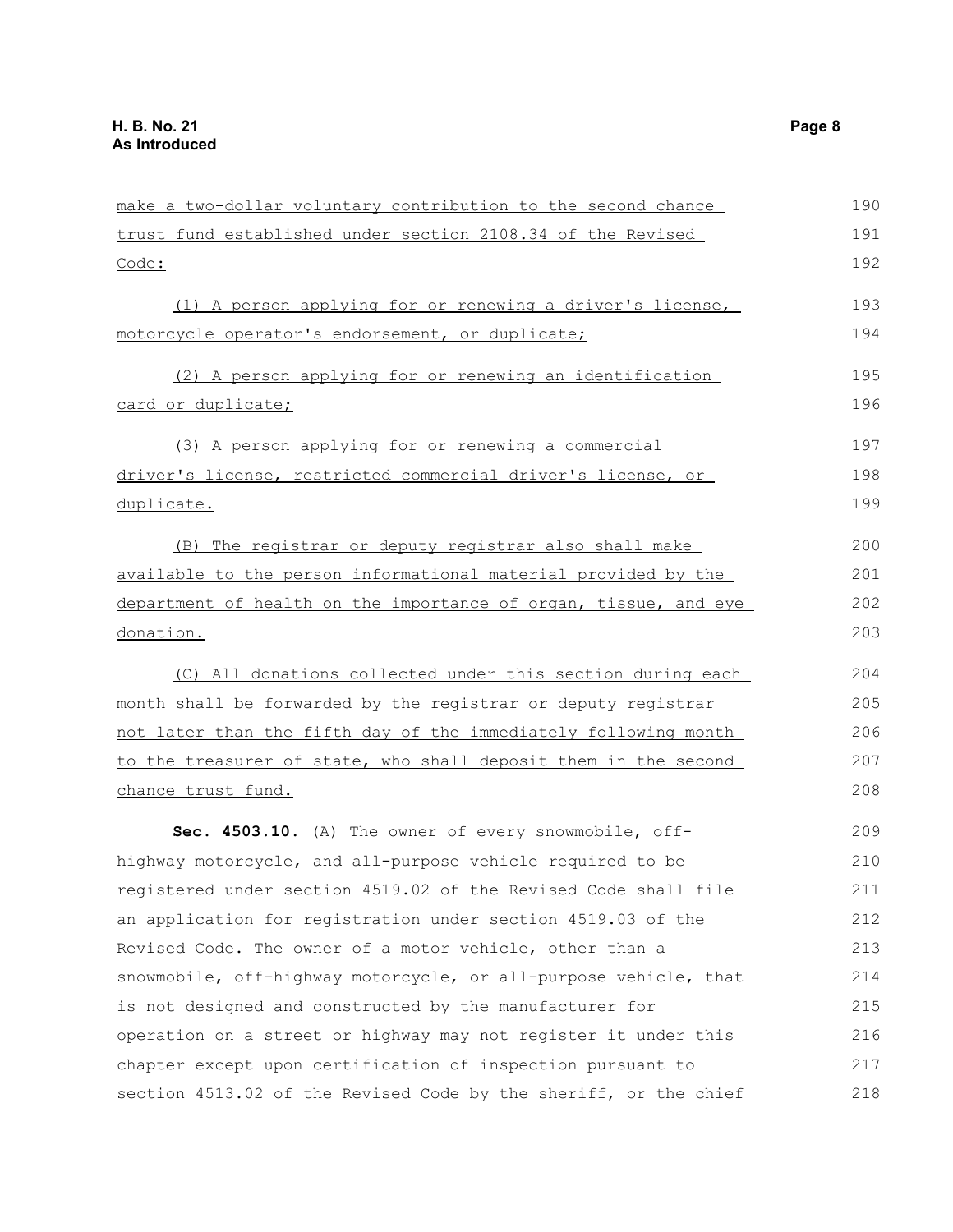make a two-dollar voluntary contribution to the second chance trust fund established under section 2108.34 of the Revised Code:

(1) A person applying for or renewing a driver's license, motorcycle operator's endorsement, or duplicate;

(2) A person applying for or renewing an identification card or duplicate;

(3) A person applying for or renewing a commercial driver's license, restricted commercial driver's license, or duplicate.

(B) The registrar or deputy registrar also shall make available to the person informational material provided by the department of health on the importance of organ, tissue, and eye donation.

(C) All donations collected under this section during each month shall be forwarded by the registrar or deputy registrar not later than the fifth day of the immediately following month to the treasurer of state, who shall deposit them in the second chance trust fund.

**Sec. 4503.10.** (A) The owner of every snowmobile, off-highway motorcycle, and all-purpose vehicle required to be registered under section 4519.02 of the Revised Code shall file an application for registration under section 4519.03 of the Revised Code. The owner of a motor vehicle, other than a snowmobile, off-highway motorcycle, or all-purpose vehicle, that is not designed and constructed by the manufacturer for operation on a street or highway may not register it under this chapter except upon certification of inspection pursuant to section 4513.02 of the Revised Code by the sheriff, or the chief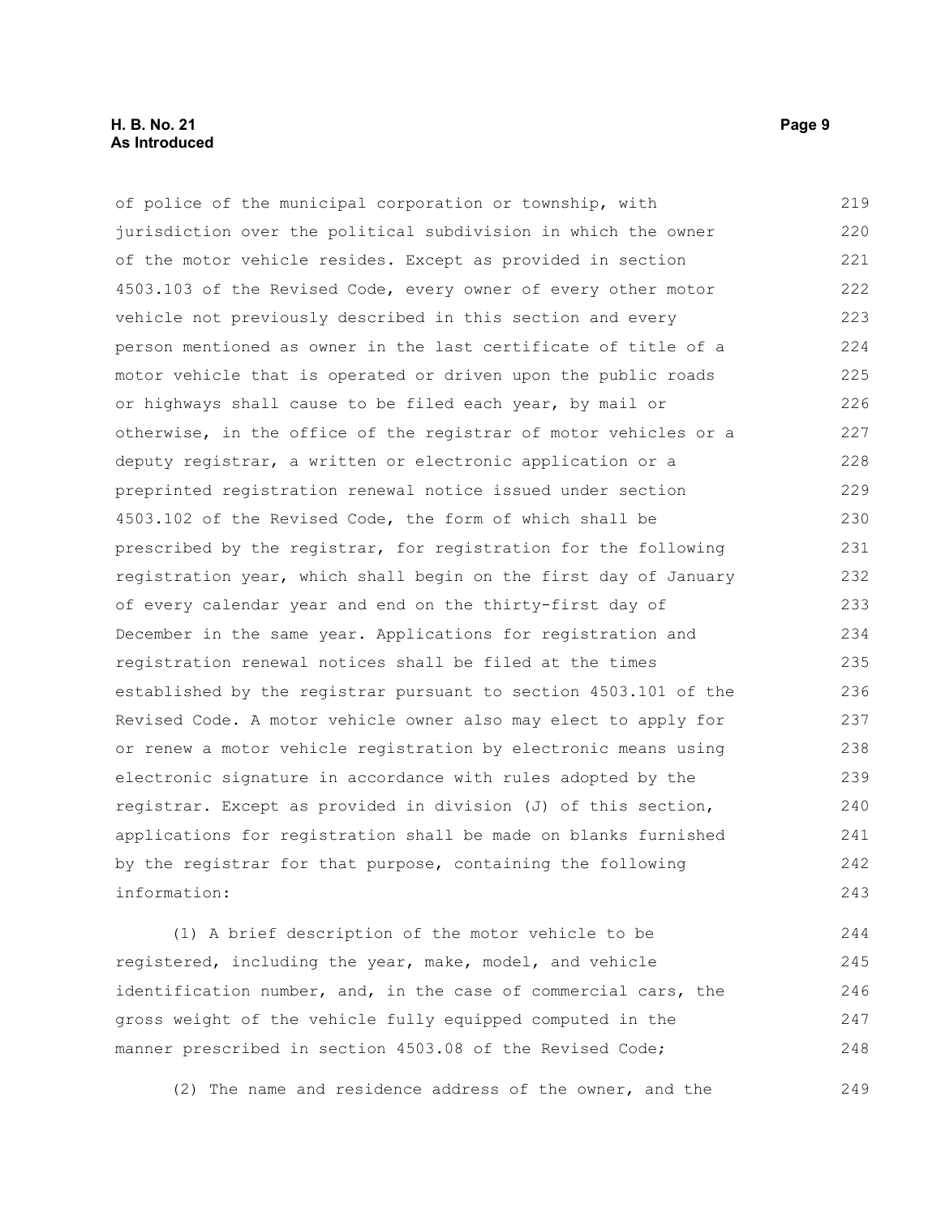of police of the municipal corporation or township, with jurisdiction over the political subdivision in which the owner of the motor vehicle resides. Except as provided in section 4503.103 of the Revised Code, every owner of every other motor vehicle not previously described in this section and every person mentioned as owner in the last certificate of title of a motor vehicle that is operated or driven upon the public roads or highways shall cause to be filed each year, by mail or otherwise, in the office of the registrar of motor vehicles or a deputy registrar, a written or electronic application or a preprinted registration renewal notice issued under section 4503.102 of the Revised Code, the form of which shall be prescribed by the registrar, for registration for the following registration year, which shall begin on the first day of January of every calendar year and end on the thirty-first day of December in the same year. Applications for registration and registration renewal notices shall be filed at the times established by the registrar pursuant to section 4503.101 of the Revised Code. A motor vehicle owner also may elect to apply for or renew a motor vehicle registration by electronic means using electronic signature in accordance with rules adopted by the registrar. Except as provided in division (J) of this section, applications for registration shall be made on blanks furnished by the registrar for that purpose, containing the following information:

(1) A brief description of the motor vehicle to be registered, including the year, make, model, and vehicle identification number, and, in the case of commercial cars, the gross weight of the vehicle fully equipped computed in the manner prescribed in section 4503.08 of the Revised Code;

(2) The name and residence address of the owner, and the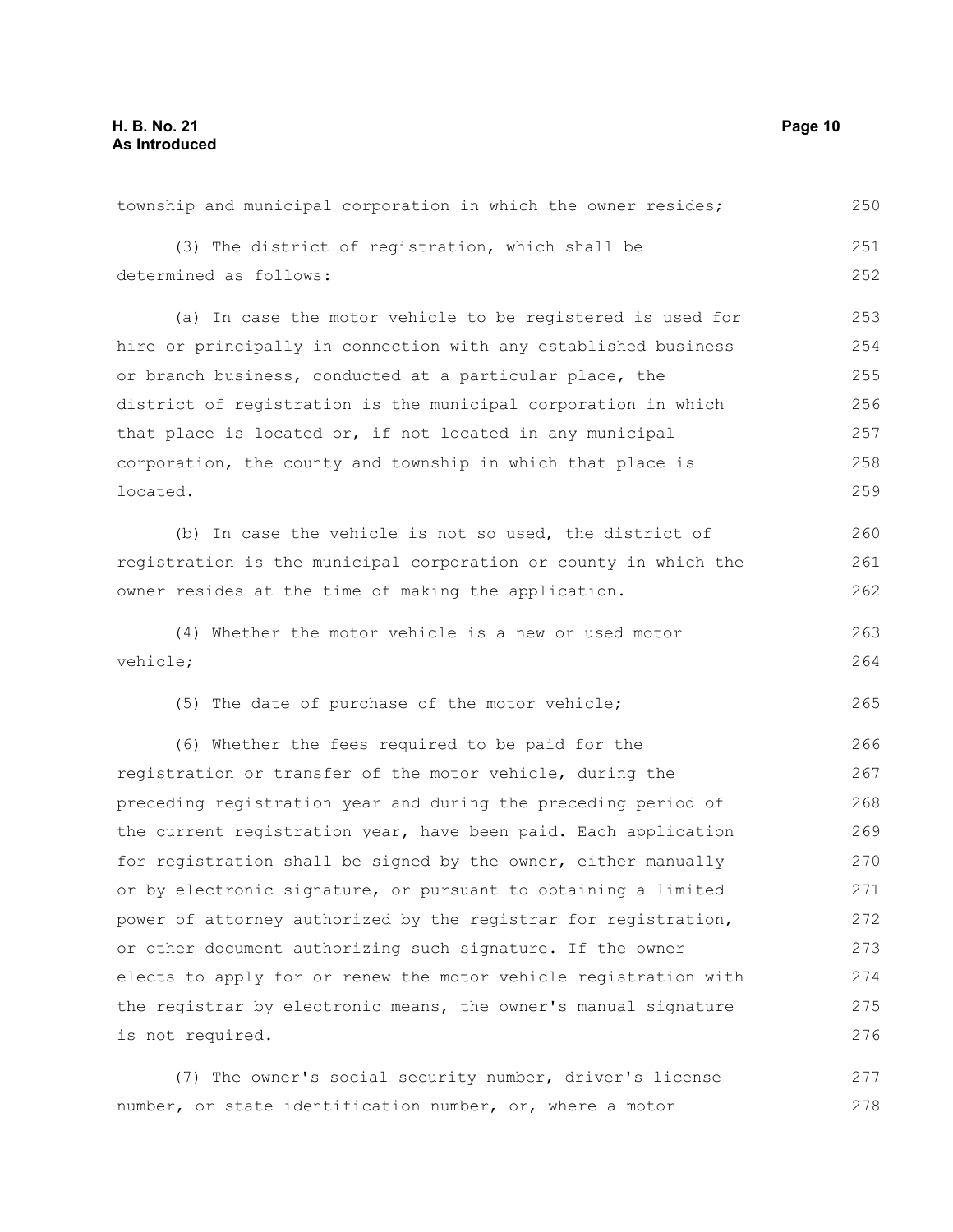township and municipal corporation in which the owner resides;

(3) The district of registration, which shall be determined as follows:

(a) In case the motor vehicle to be registered is used for hire or principally in connection with any established business or branch business, conducted at a particular place, the district of registration is the municipal corporation in which that place is located or, if not located in any municipal corporation, the county and township in which that place is located.

(b) In case the vehicle is not so used, the district of registration is the municipal corporation or county in which the owner resides at the time of making the application.

(4) Whether the motor vehicle is a new or used motor vehicle;

(5) The date of purchase of the motor vehicle;

(6) Whether the fees required to be paid for the registration or transfer of the motor vehicle, during the preceding registration year and during the preceding period of the current registration year, have been paid. Each application for registration shall be signed by the owner, either manually or by electronic signature, or pursuant to obtaining a limited power of attorney authorized by the registrar for registration, or other document authorizing such signature. If the owner elects to apply for or renew the motor vehicle registration with the registrar by electronic means, the owner's manual signature is not required.

(7) The owner's social security number, driver's license number, or state identification number, or, where a motor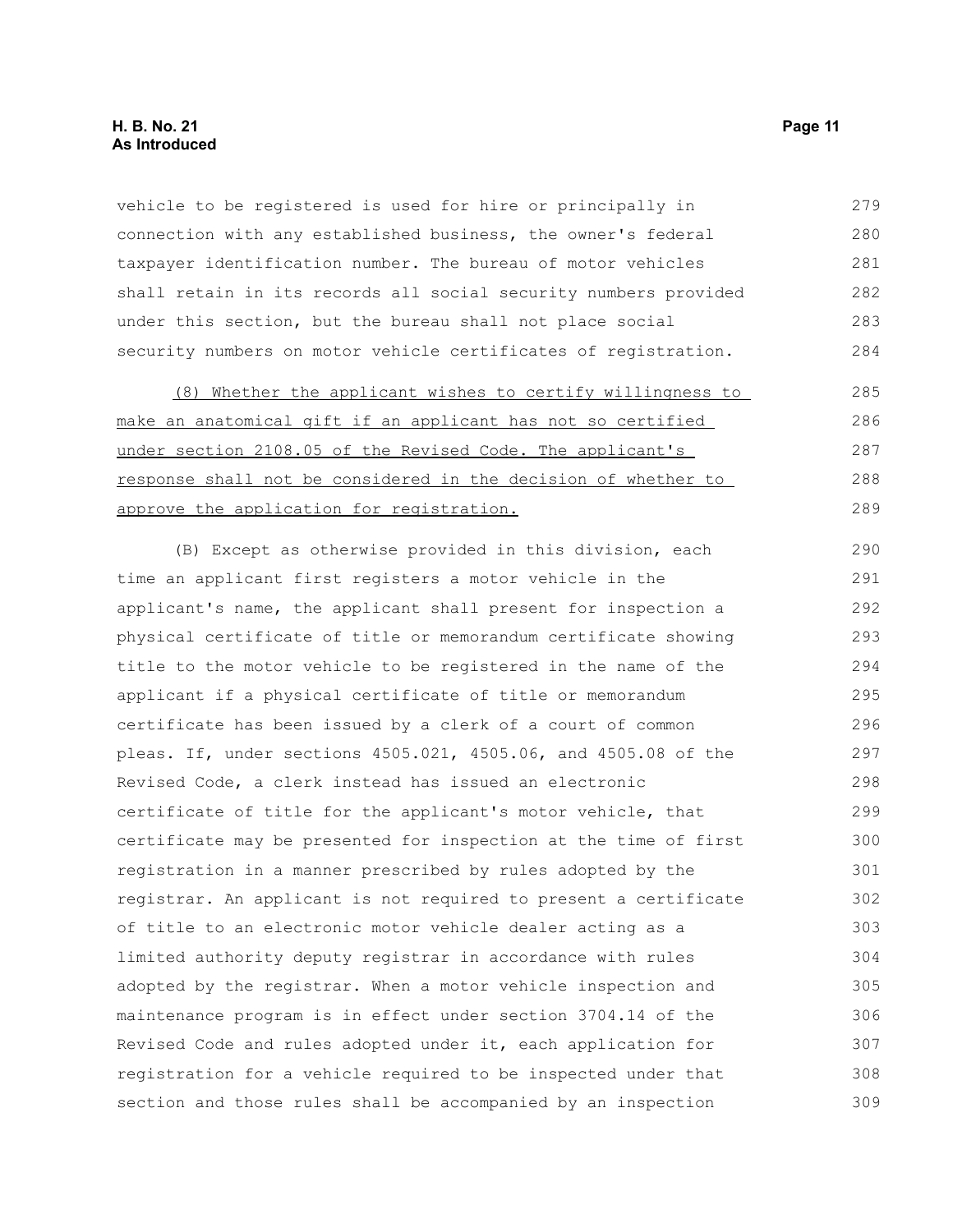vehicle to be registered is used for hire or principally in connection with any established business, the owner's federal taxpayer identification number. The bureau of motor vehicles shall retain in its records all social security numbers provided under this section, but the bureau shall not place social security numbers on motor vehicle certificates of registration.

<u>(8) Whether the applicant wishes to certify willingness to make an anatomical gift if an applicant has not so certified under section 2108.05 of the Revised Code. The applicant's response shall not be considered in the decision of whether to approve the application for registration.</u>

(B) Except as otherwise provided in this division, each time an applicant first registers a motor vehicle in the applicant's name, the applicant shall present for inspection a physical certificate of title or memorandum certificate showing title to the motor vehicle to be registered in the name of the applicant if a physical certificate of title or memorandum certificate has been issued by a clerk of a court of common pleas. If, under sections 4505.021, 4505.06, and 4505.08 of the Revised Code, a clerk instead has issued an electronic certificate of title for the applicant's motor vehicle, that certificate may be presented for inspection at the time of first registration in a manner prescribed by rules adopted by the registrar. An applicant is not required to present a certificate of title to an electronic motor vehicle dealer acting as a limited authority deputy registrar in accordance with rules adopted by the registrar. When a motor vehicle inspection and maintenance program is in effect under section 3704.14 of the Revised Code and rules adopted under it, each application for registration for a vehicle required to be inspected under that section and those rules shall be accompanied by an inspection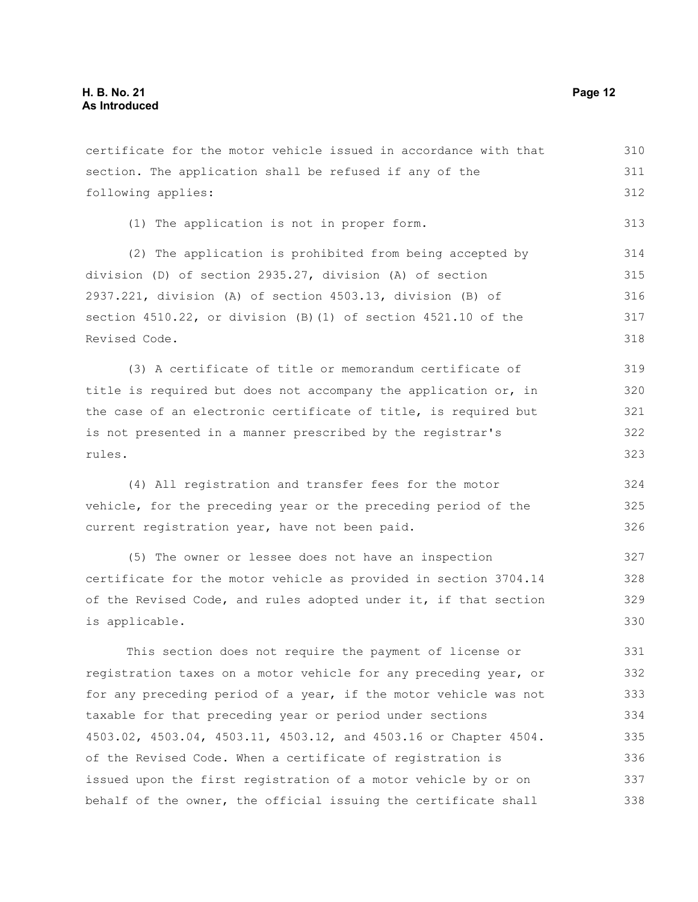certificate for the motor vehicle issued in accordance with that section. The application shall be refused if any of the following applies:

(1) The application is not in proper form.

(2) The application is prohibited from being accepted by division (D) of section 2935.27, division (A) of section 2937.221, division (A) of section 4503.13, division (B) of section 4510.22, or division (B)(1) of section 4521.10 of the Revised Code.

(3) A certificate of title or memorandum certificate of title is required but does not accompany the application or, in the case of an electronic certificate of title, is required but is not presented in a manner prescribed by the registrar's rules.

(4) All registration and transfer fees for the motor vehicle, for the preceding year or the preceding period of the current registration year, have not been paid.

(5) The owner or lessee does not have an inspection certificate for the motor vehicle as provided in section 3704.14 of the Revised Code, and rules adopted under it, if that section is applicable.

This section does not require the payment of license or registration taxes on a motor vehicle for any preceding year, or for any preceding period of a year, if the motor vehicle was not taxable for that preceding year or period under sections 4503.02, 4503.04, 4503.11, 4503.12, and 4503.16 or Chapter 4504. of the Revised Code. When a certificate of registration is issued upon the first registration of a motor vehicle by or on behalf of the owner, the official issuing the certificate shall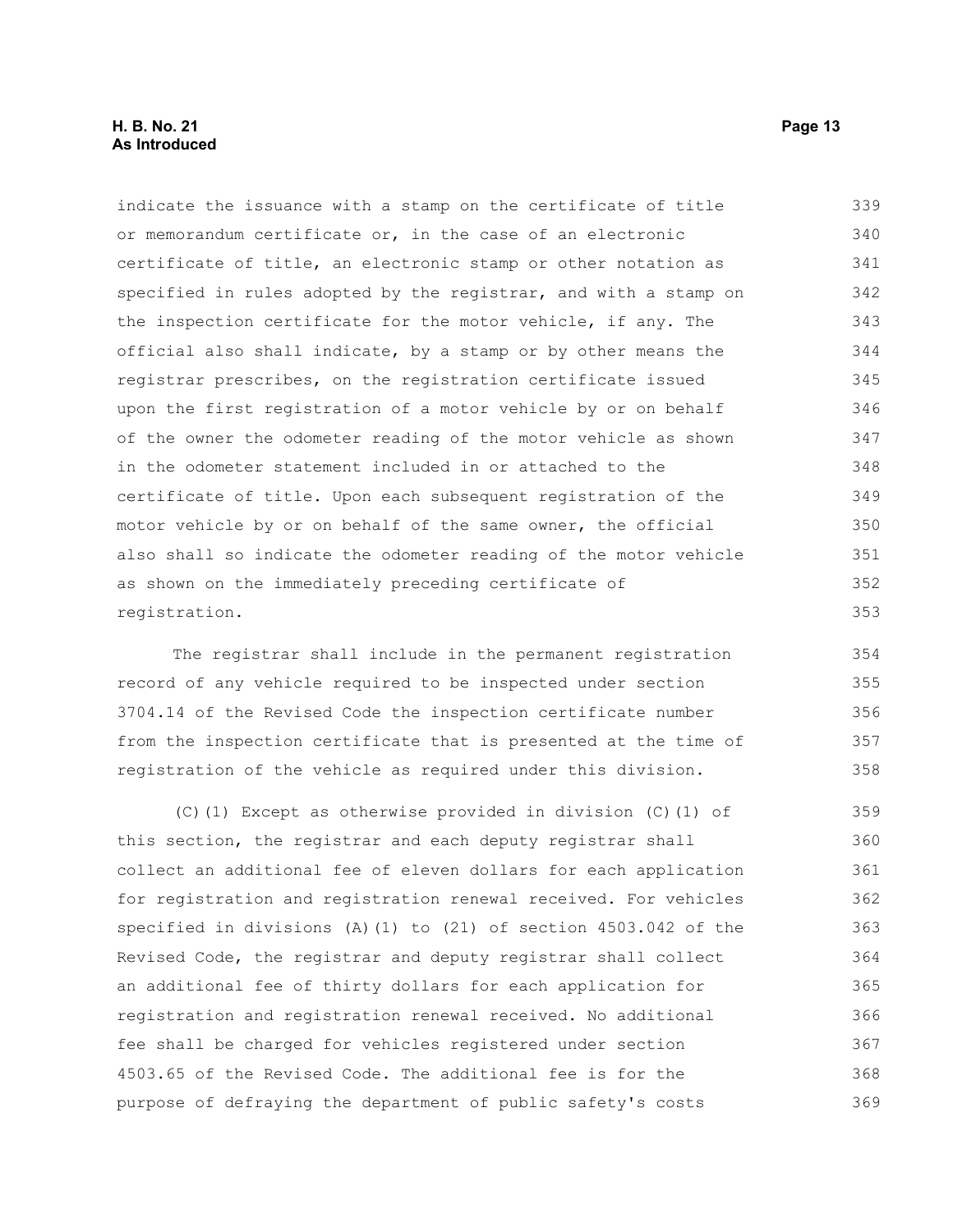indicate the issuance with a stamp on the certificate of title or memorandum certificate or, in the case of an electronic certificate of title, an electronic stamp or other notation as specified in rules adopted by the registrar, and with a stamp on the inspection certificate for the motor vehicle, if any. The official also shall indicate, by a stamp or by other means the registrar prescribes, on the registration certificate issued upon the first registration of a motor vehicle by or on behalf of the owner the odometer reading of the motor vehicle as shown in the odometer statement included in or attached to the certificate of title. Upon each subsequent registration of the motor vehicle by or on behalf of the same owner, the official also shall so indicate the odometer reading of the motor vehicle as shown on the immediately preceding certificate of registration.

The registrar shall include in the permanent registration record of any vehicle required to be inspected under section 3704.14 of the Revised Code the inspection certificate number from the inspection certificate that is presented at the time of registration of the vehicle as required under this division.

(C)(1) Except as otherwise provided in division (C)(1) of this section, the registrar and each deputy registrar shall collect an additional fee of eleven dollars for each application for registration and registration renewal received. For vehicles specified in divisions (A)(1) to (21) of section 4503.042 of the Revised Code, the registrar and deputy registrar shall collect an additional fee of thirty dollars for each application for registration and registration renewal received. No additional fee shall be charged for vehicles registered under section 4503.65 of the Revised Code. The additional fee is for the purpose of defraying the department of public safety's costs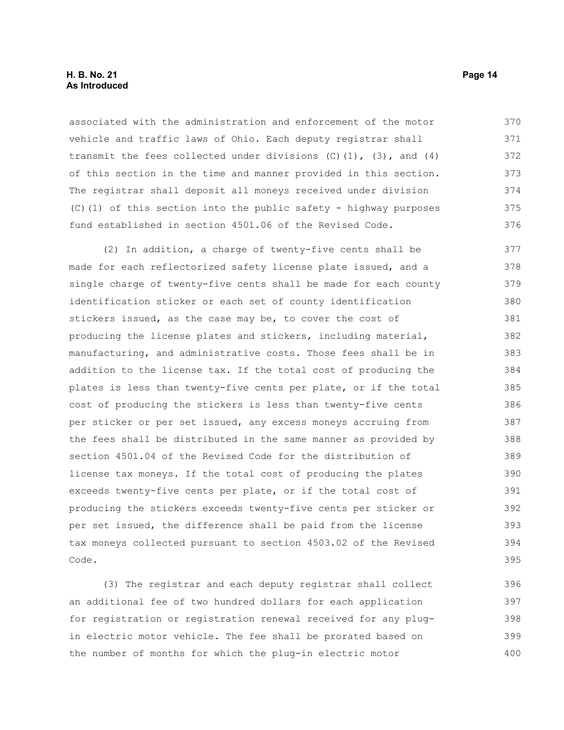associated with the administration and enforcement of the motor vehicle and traffic laws of Ohio. Each deputy registrar shall transmit the fees collected under divisions (C)(1), (3), and (4) of this section in the time and manner provided in this section. The registrar shall deposit all moneys received under division (C)(1) of this section into the public safety - highway purposes fund established in section 4501.06 of the Revised Code.

(2) In addition, a charge of twenty-five cents shall be made for each reflectorized safety license plate issued, and a single charge of twenty-five cents shall be made for each county identification sticker or each set of county identification stickers issued, as the case may be, to cover the cost of producing the license plates and stickers, including material, manufacturing, and administrative costs. Those fees shall be in addition to the license tax. If the total cost of producing the plates is less than twenty-five cents per plate, or if the total cost of producing the stickers is less than twenty-five cents per sticker or per set issued, any excess moneys accruing from the fees shall be distributed in the same manner as provided by section 4501.04 of the Revised Code for the distribution of license tax moneys. If the total cost of producing the plates exceeds twenty-five cents per plate, or if the total cost of producing the stickers exceeds twenty-five cents per sticker or per set issued, the difference shall be paid from the license tax moneys collected pursuant to section 4503.02 of the Revised Code.

(3) The registrar and each deputy registrar shall collect an additional fee of two hundred dollars for each application for registration or registration renewal received for any plug-in electric motor vehicle. The fee shall be prorated based on the number of months for which the plug-in electric motor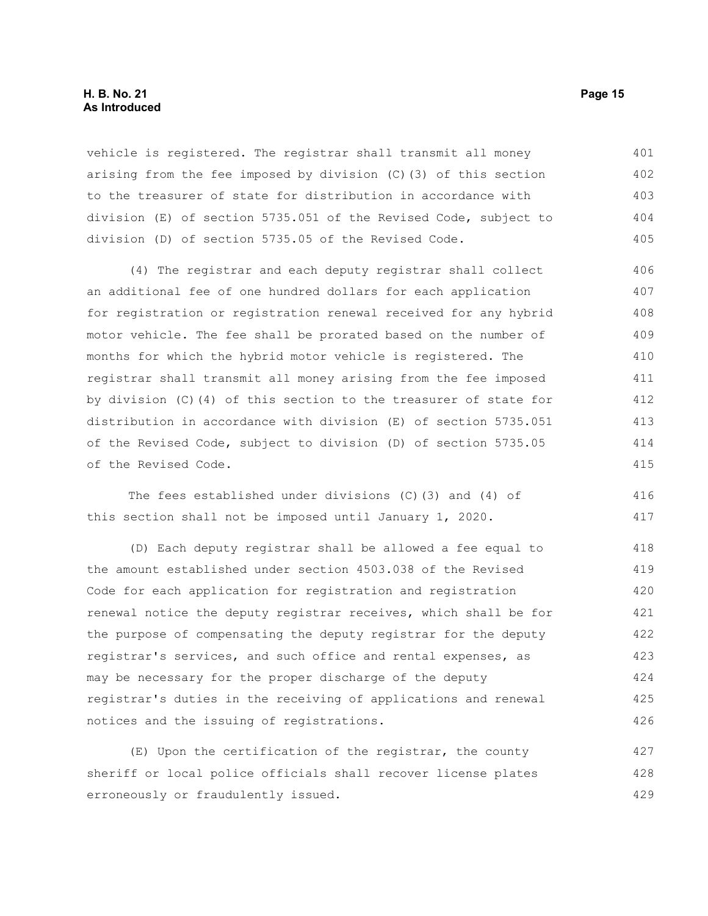vehicle is registered. The registrar shall transmit all money arising from the fee imposed by division (C)(3) of this section to the treasurer of state for distribution in accordance with division (E) of section 5735.051 of the Revised Code, subject to division (D) of section 5735.05 of the Revised Code.

(4) The registrar and each deputy registrar shall collect an additional fee of one hundred dollars for each application for registration or registration renewal received for any hybrid motor vehicle. The fee shall be prorated based on the number of months for which the hybrid motor vehicle is registered. The registrar shall transmit all money arising from the fee imposed by division (C)(4) of this section to the treasurer of state for distribution in accordance with division (E) of section 5735.051 of the Revised Code, subject to division (D) of section 5735.05 of the Revised Code.

The fees established under divisions (C)(3) and (4) of this section shall not be imposed until January 1, 2020.

(D) Each deputy registrar shall be allowed a fee equal to the amount established under section 4503.038 of the Revised Code for each application for registration and registration renewal notice the deputy registrar receives, which shall be for the purpose of compensating the deputy registrar for the deputy registrar's services, and such office and rental expenses, as may be necessary for the proper discharge of the deputy registrar's duties in the receiving of applications and renewal notices and the issuing of registrations.

(E) Upon the certification of the registrar, the county sheriff or local police officials shall recover license plates erroneously or fraudulently issued.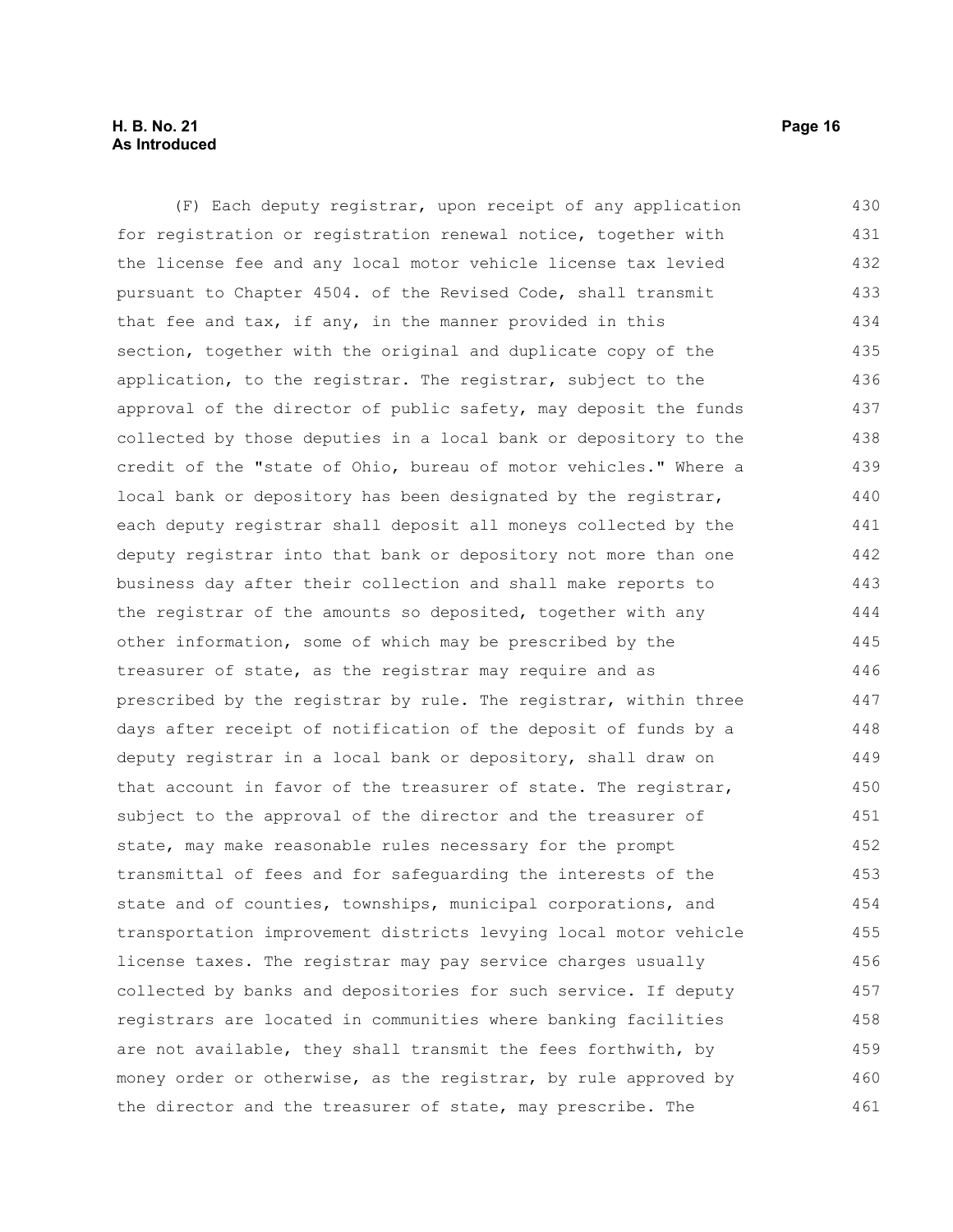(F) Each deputy registrar, upon receipt of any application for registration or registration renewal notice, together with the license fee and any local motor vehicle license tax levied pursuant to Chapter 4504. of the Revised Code, shall transmit that fee and tax, if any, in the manner provided in this section, together with the original and duplicate copy of the application, to the registrar. The registrar, subject to the approval of the director of public safety, may deposit the funds collected by those deputies in a local bank or depository to the credit of the "state of Ohio, bureau of motor vehicles." Where a local bank or depository has been designated by the registrar, each deputy registrar shall deposit all moneys collected by the deputy registrar into that bank or depository not more than one business day after their collection and shall make reports to the registrar of the amounts so deposited, together with any other information, some of which may be prescribed by the treasurer of state, as the registrar may require and as prescribed by the registrar by rule. The registrar, within three days after receipt of notification of the deposit of funds by a deputy registrar in a local bank or depository, shall draw on that account in favor of the treasurer of state. The registrar, subject to the approval of the director and the treasurer of state, may make reasonable rules necessary for the prompt transmittal of fees and for safeguarding the interests of the state and of counties, townships, municipal corporations, and transportation improvement districts levying local motor vehicle license taxes. The registrar may pay service charges usually collected by banks and depositories for such service. If deputy registrars are located in communities where banking facilities are not available, they shall transmit the fees forthwith, by money order or otherwise, as the registrar, by rule approved by the director and the treasurer of state, may prescribe. The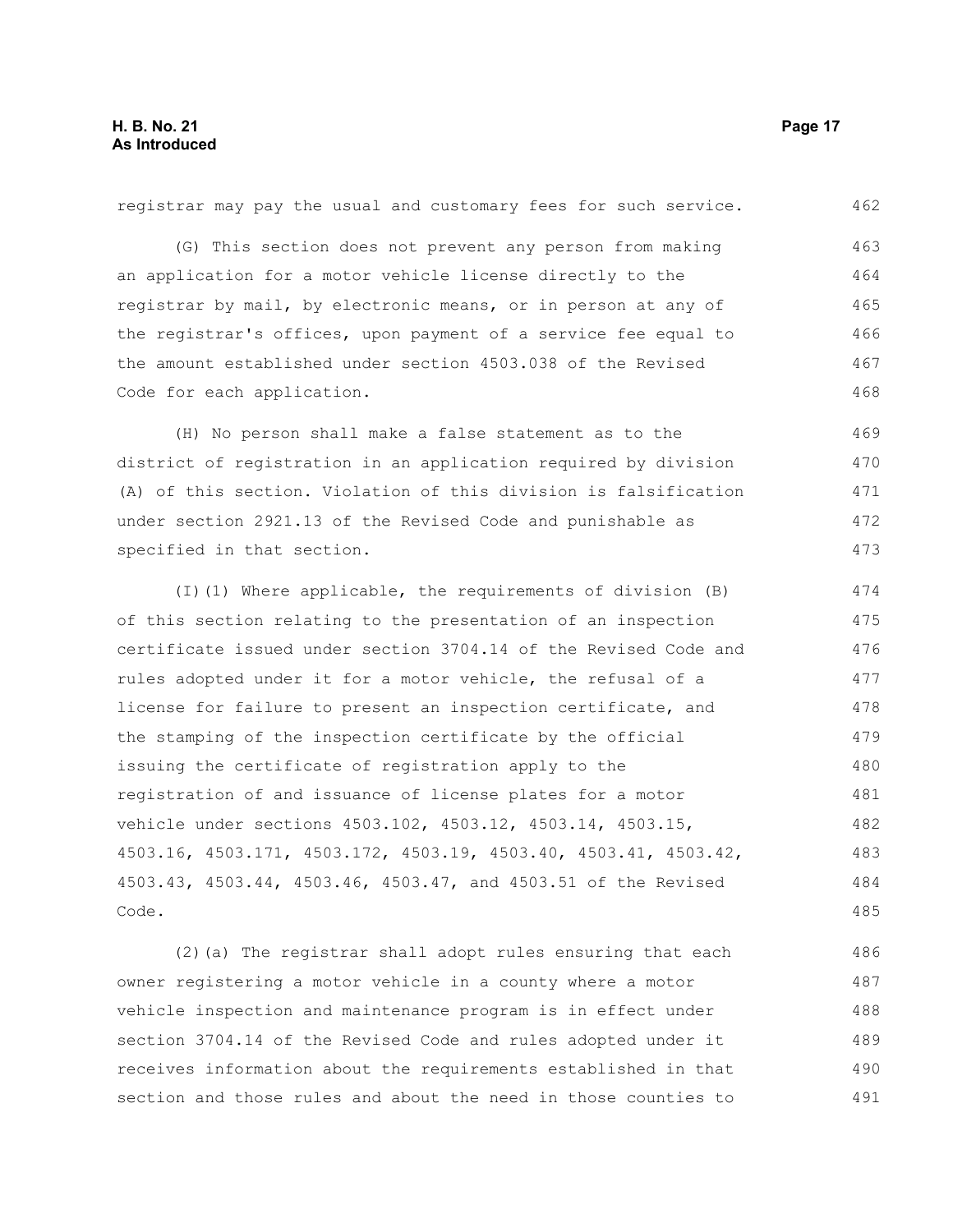registrar may pay the usual and customary fees for such service.

(G) This section does not prevent any person from making an application for a motor vehicle license directly to the registrar by mail, by electronic means, or in person at any of the registrar's offices, upon payment of a service fee equal to the amount established under section 4503.038 of the Revised Code for each application.

(H) No person shall make a false statement as to the district of registration in an application required by division (A) of this section. Violation of this division is falsification under section 2921.13 of the Revised Code and punishable as specified in that section.

(I)(1) Where applicable, the requirements of division (B) of this section relating to the presentation of an inspection certificate issued under section 3704.14 of the Revised Code and rules adopted under it for a motor vehicle, the refusal of a license for failure to present an inspection certificate, and the stamping of the inspection certificate by the official issuing the certificate of registration apply to the registration of and issuance of license plates for a motor vehicle under sections 4503.102, 4503.12, 4503.14, 4503.15, 4503.16, 4503.171, 4503.172, 4503.19, 4503.40, 4503.41, 4503.42, 4503.43, 4503.44, 4503.46, 4503.47, and 4503.51 of the Revised Code.

(2)(a) The registrar shall adopt rules ensuring that each owner registering a motor vehicle in a county where a motor vehicle inspection and maintenance program is in effect under section 3704.14 of the Revised Code and rules adopted under it receives information about the requirements established in that section and those rules and about the need in those counties to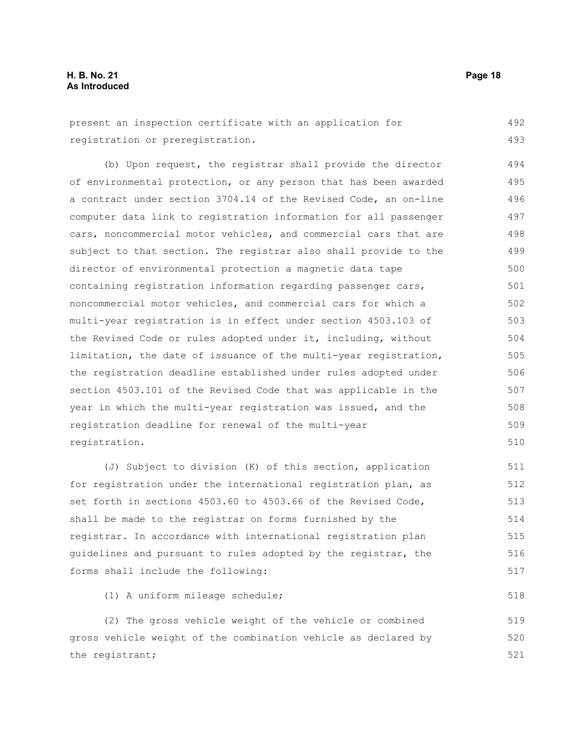present an inspection certificate with an application for registration or preregistration.

(b) Upon request, the registrar shall provide the director of environmental protection, or any person that has been awarded a contract under section 3704.14 of the Revised Code, an on-line computer data link to registration information for all passenger cars, noncommercial motor vehicles, and commercial cars that are subject to that section. The registrar also shall provide to the director of environmental protection a magnetic data tape containing registration information regarding passenger cars, noncommercial motor vehicles, and commercial cars for which a multi-year registration is in effect under section 4503.103 of the Revised Code or rules adopted under it, including, without limitation, the date of issuance of the multi-year registration, the registration deadline established under rules adopted under section 4503.101 of the Revised Code that was applicable in the year in which the multi-year registration was issued, and the registration deadline for renewal of the multi-year registration.

(J) Subject to division (K) of this section, application for registration under the international registration plan, as set forth in sections 4503.60 to 4503.66 of the Revised Code, shall be made to the registrar on forms furnished by the registrar. In accordance with international registration plan guidelines and pursuant to rules adopted by the registrar, the forms shall include the following:

(1) A uniform mileage schedule;

(2) The gross vehicle weight of the vehicle or combined gross vehicle weight of the combination vehicle as declared by the registrant;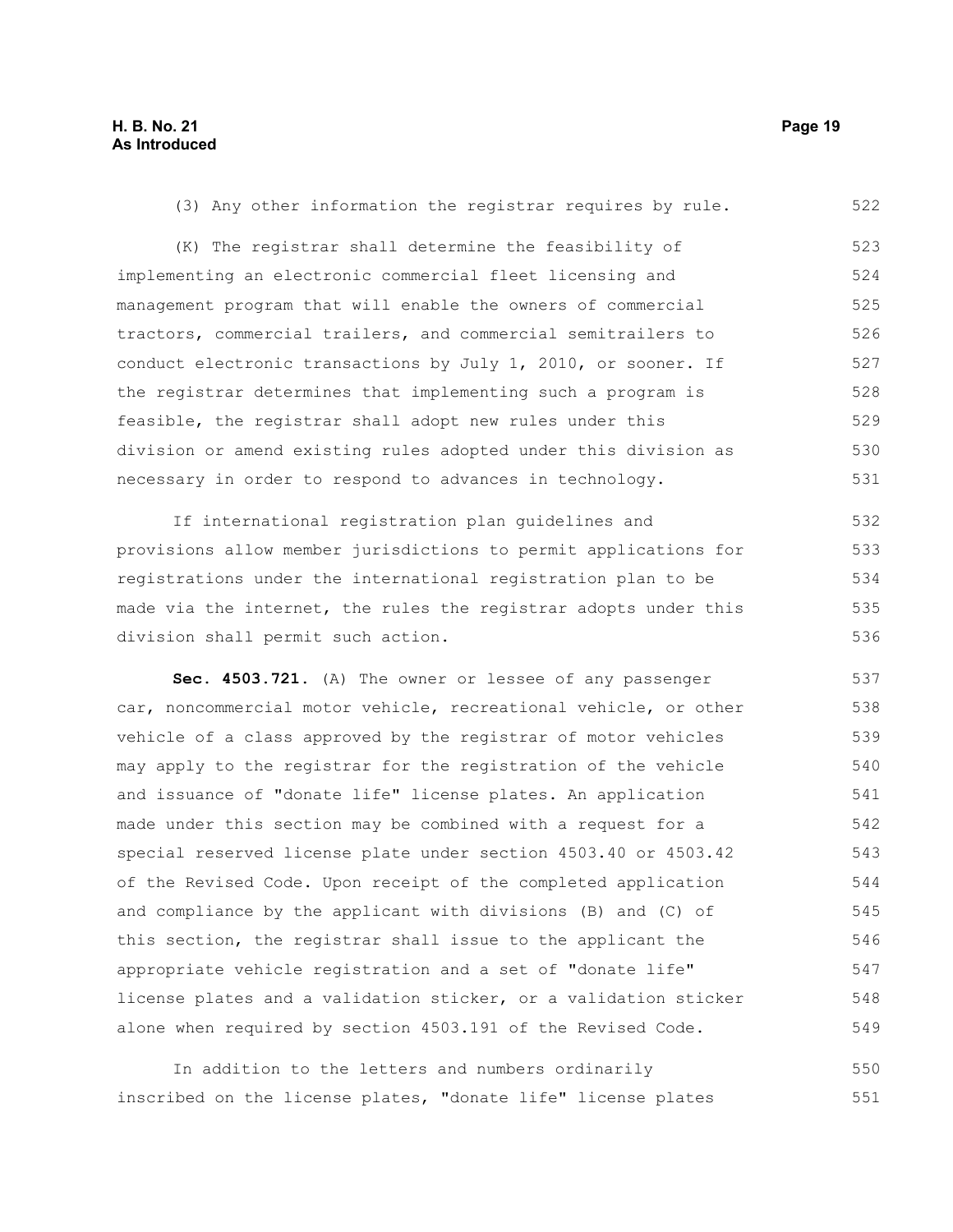(3) Any other information the registrar requires by rule.

(K) The registrar shall determine the feasibility of implementing an electronic commercial fleet licensing and management program that will enable the owners of commercial tractors, commercial trailers, and commercial semitrailers to conduct electronic transactions by July 1, 2010, or sooner. If the registrar determines that implementing such a program is feasible, the registrar shall adopt new rules under this division or amend existing rules adopted under this division as necessary in order to respond to advances in technology.

If international registration plan guidelines and provisions allow member jurisdictions to permit applications for registrations under the international registration plan to be made via the internet, the rules the registrar adopts under this division shall permit such action.

**Sec. 4503.721.** (A) The owner or lessee of any passenger car, noncommercial motor vehicle, recreational vehicle, or other vehicle of a class approved by the registrar of motor vehicles may apply to the registrar for the registration of the vehicle and issuance of "donate life" license plates. An application made under this section may be combined with a request for a special reserved license plate under section 4503.40 or 4503.42 of the Revised Code. Upon receipt of the completed application and compliance by the applicant with divisions (B) and (C) of this section, the registrar shall issue to the applicant the appropriate vehicle registration and a set of "donate life" license plates and a validation sticker, or a validation sticker alone when required by section 4503.191 of the Revised Code.

In addition to the letters and numbers ordinarily inscribed on the license plates, "donate life" license plates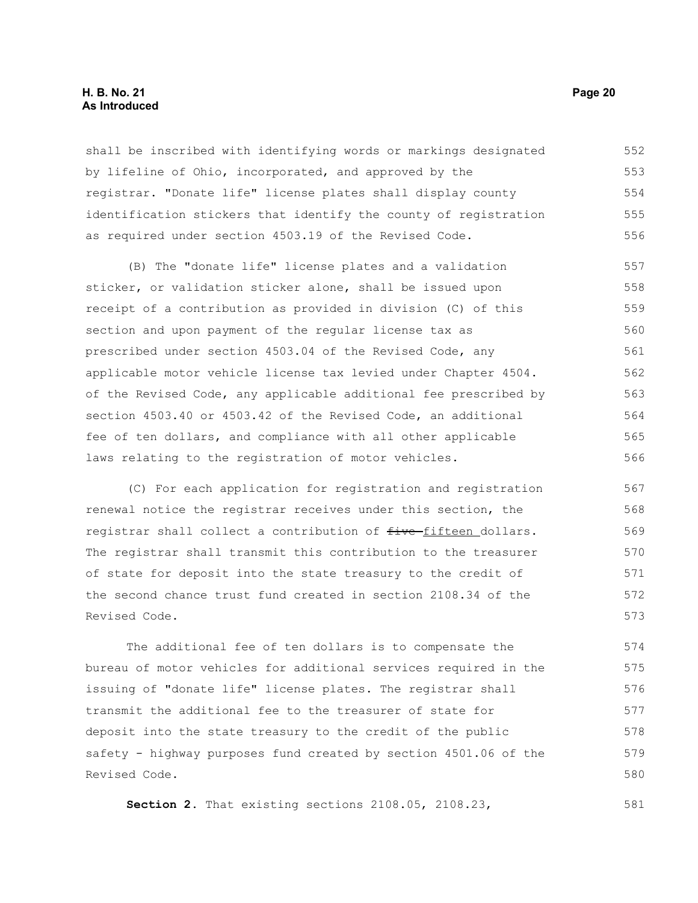shall be inscribed with identifying words or markings designated by lifeline of Ohio, incorporated, and approved by the registrar. "Donate life" license plates shall display county identification stickers that identify the county of registration as required under section 4503.19 of the Revised Code.

(B) The "donate life" license plates and a validation sticker, or validation sticker alone, shall be issued upon receipt of a contribution as provided in division (C) of this section and upon payment of the regular license tax as prescribed under section 4503.04 of the Revised Code, any applicable motor vehicle license tax levied under Chapter 4504. of the Revised Code, any applicable additional fee prescribed by section 4503.40 or 4503.42 of the Revised Code, an additional fee of ten dollars, and compliance with all other applicable laws relating to the registration of motor vehicles.

(C) For each application for registration and registration renewal notice the registrar receives under this section, the registrar shall collect a contribution of ~~five~~ <u>fifteen</u> dollars. The registrar shall transmit this contribution to the treasurer of state for deposit into the state treasury to the credit of the second chance trust fund created in section 2108.34 of the Revised Code.

The additional fee of ten dollars is to compensate the bureau of motor vehicles for additional services required in the issuing of "donate life" license plates. The registrar shall transmit the additional fee to the treasurer of state for deposit into the state treasury to the credit of the public safety - highway purposes fund created by section 4501.06 of the Revised Code.

**Section 2.** That existing sections 2108.05, 2108.23,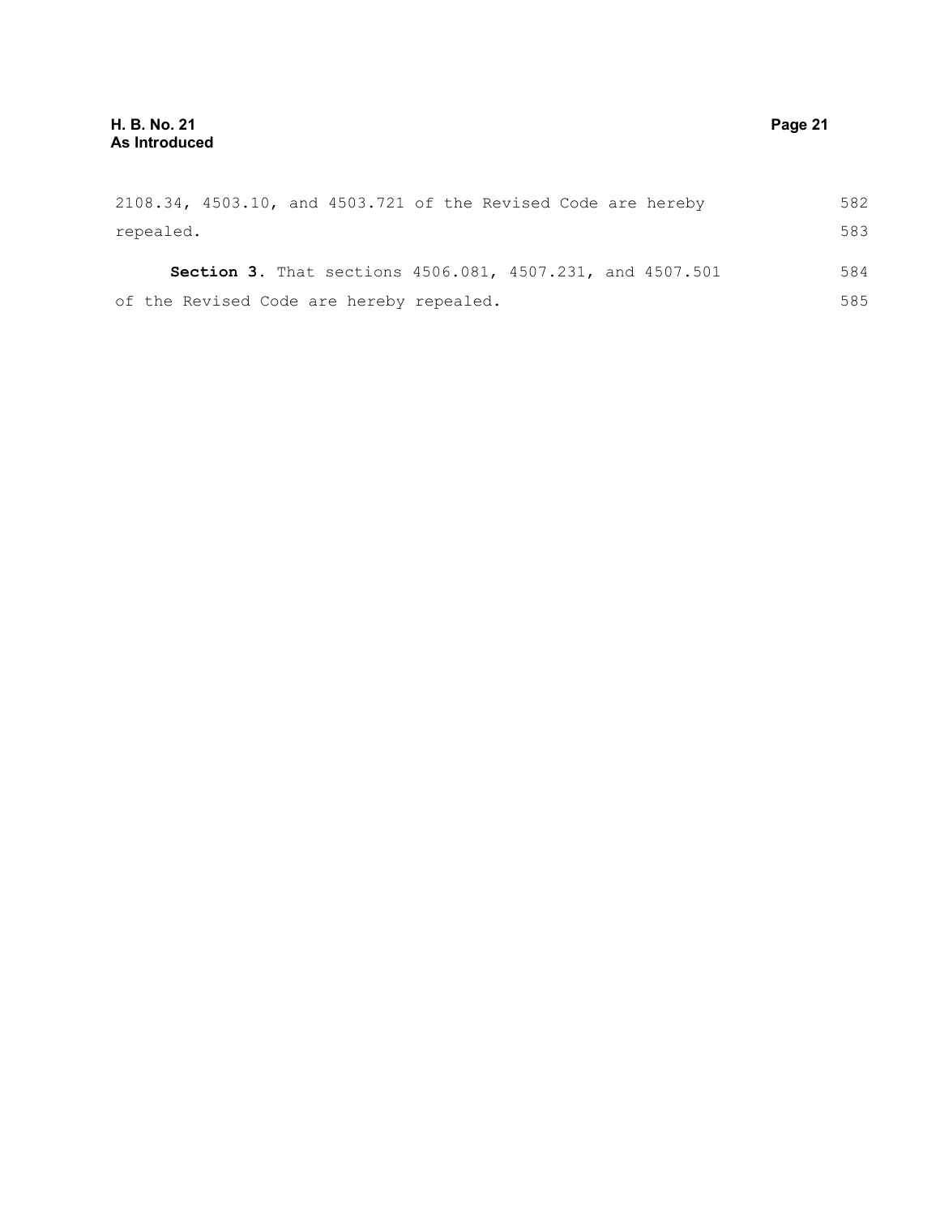2108.34, 4503.10, and 4503.721 of the Revised Code are hereby repealed.

**Section 3.** That sections 4506.081, 4507.231, and 4507.501 of the Revised Code are hereby repealed.